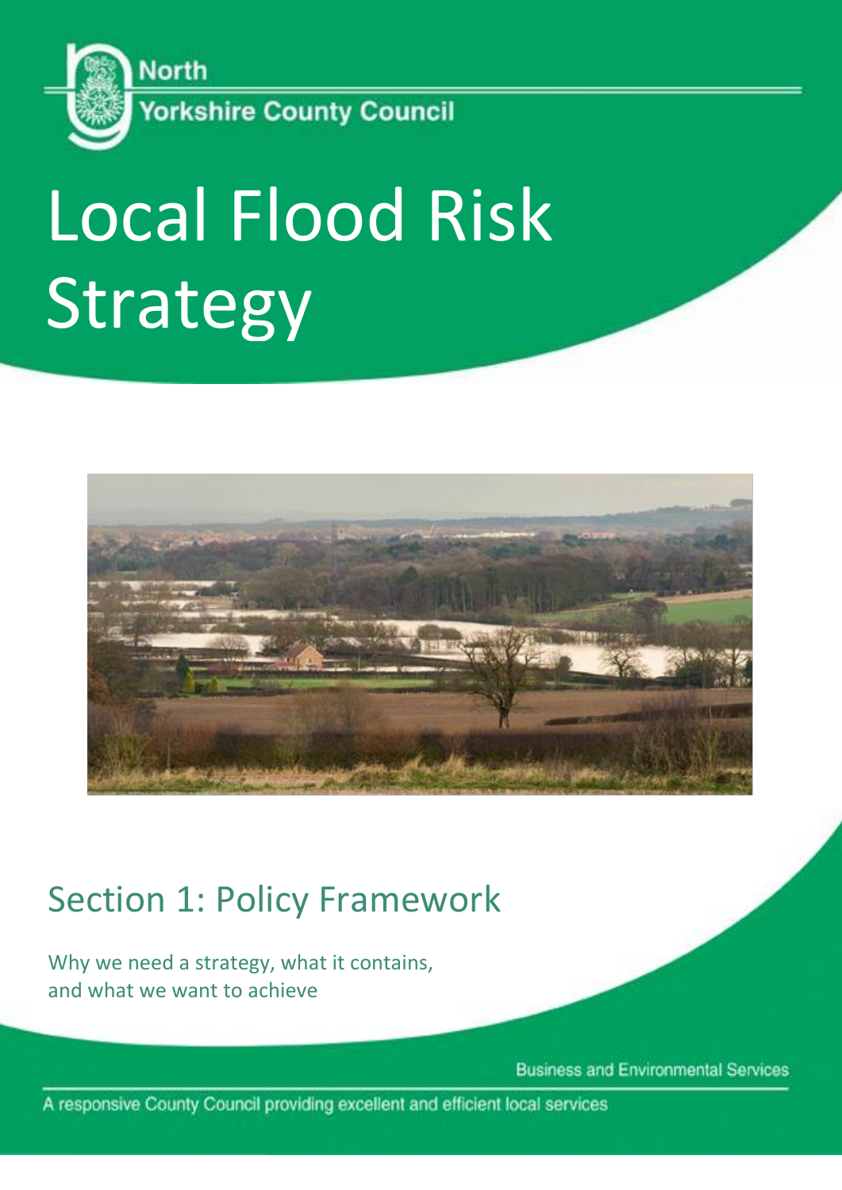North Yorkshire County Council

# Local Flood Risk Strategy

## Section 1: Policy Framework

Why we need a strategy, what it contains, and what we want to achieve

Business and Environmental Services

A responsive County Council providing excellent and efficient local services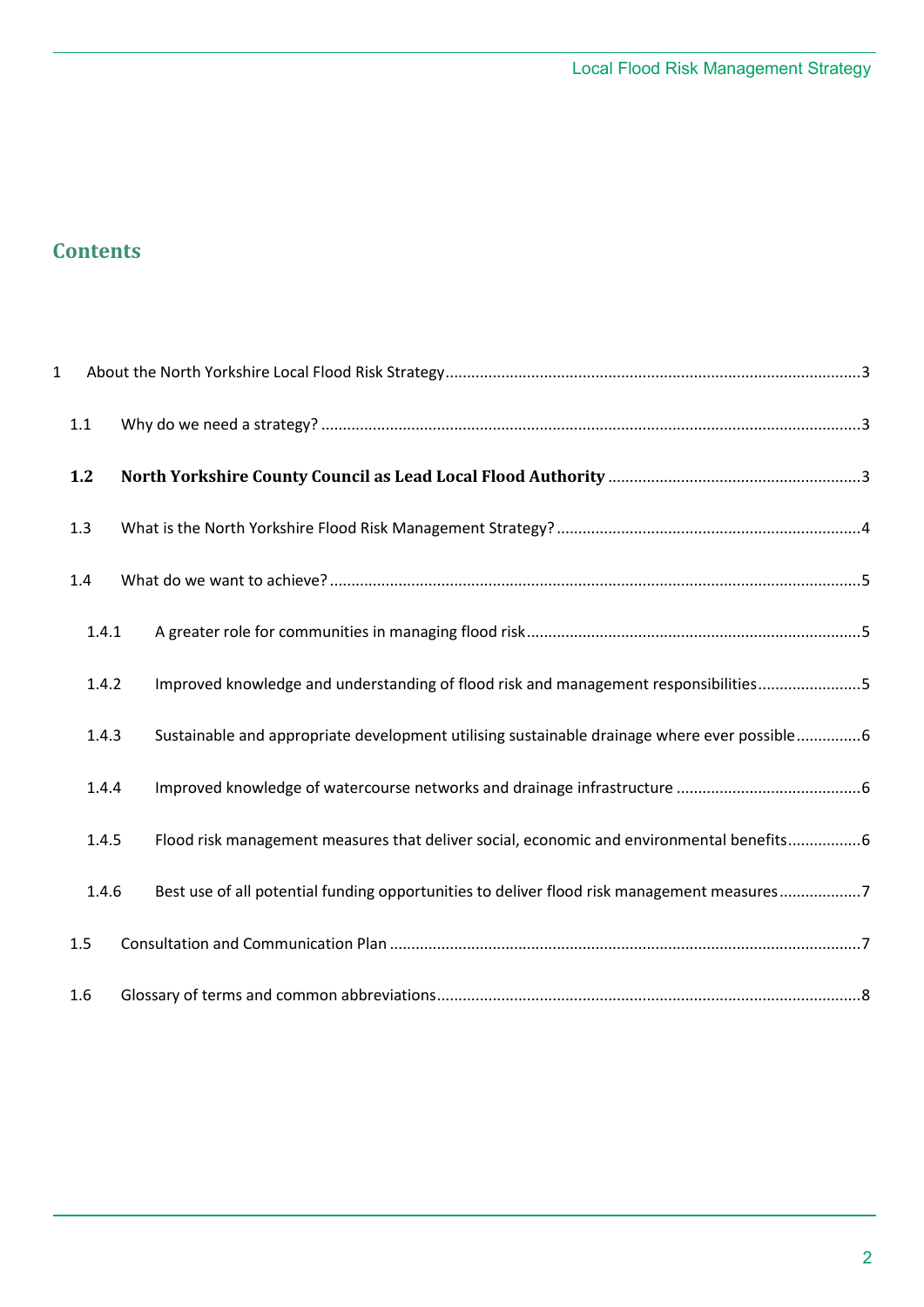## Contents

1 About the North Yorkshire Local Flood Risk Strategy ........ 3

1.1 Why do we need a strategy? ........ 3

**1.2 North Yorkshire County Council as Lead Local Flood Authority** ........ 3

1.3 What is the North Yorkshire Flood Risk Management Strategy? ........ 4

1.4 What do we want to achieve? ........ 5

1.4.1 A greater role for communities in managing flood risk ........ 5

1.4.2 Improved knowledge and understanding of flood risk and management responsibilities ........ 5

1.4.3 Sustainable and appropriate development utilising sustainable drainage where ever possible ........ 6

1.4.4 Improved knowledge of watercourse networks and drainage infrastructure ........ 6

1.4.5 Flood risk management measures that deliver social, economic and environmental benefits ........ 6

1.4.6 Best use of all potential funding opportunities to deliver flood risk management measures ........ 7

1.5 Consultation and Communication Plan ........ 7

1.6 Glossary of terms and common abbreviations ........ 8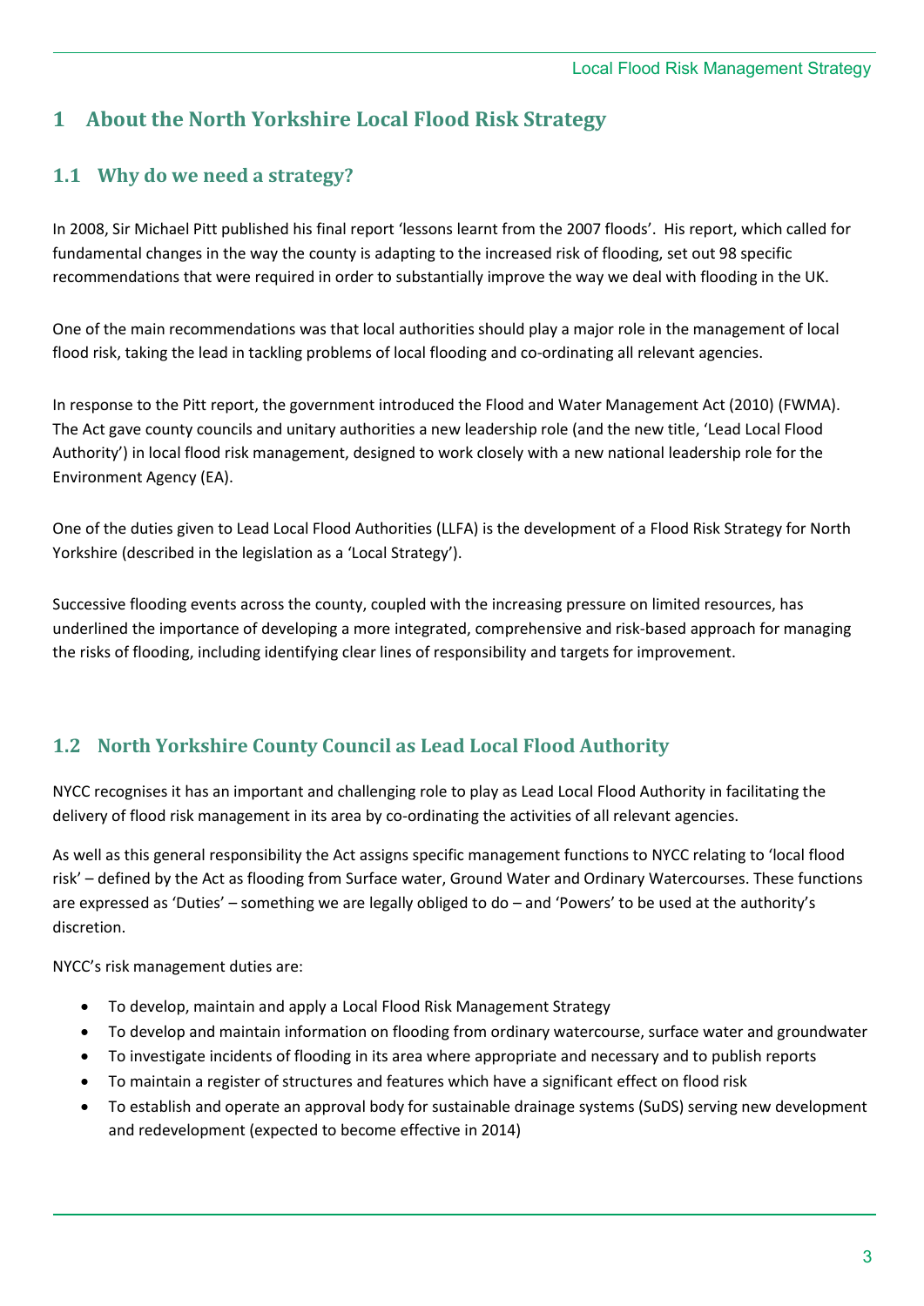# 1 About the North Yorkshire Local Flood Risk Strategy

## 1.1 Why do we need a strategy?

In 2008, Sir Michael Pitt published his final report 'lessons learnt from the 2007 floods'. His report, which called for fundamental changes in the way the county is adapting to the increased risk of flooding, set out 98 specific recommendations that were required in order to substantially improve the way we deal with flooding in the UK.

One of the main recommendations was that local authorities should play a major role in the management of local flood risk, taking the lead in tackling problems of local flooding and co-ordinating all relevant agencies.

In response to the Pitt report, the government introduced the Flood and Water Management Act (2010) (FWMA). The Act gave county councils and unitary authorities a new leadership role (and the new title, 'Lead Local Flood Authority') in local flood risk management, designed to work closely with a new national leadership role for the Environment Agency (EA).

One of the duties given to Lead Local Flood Authorities (LLFA) is the development of a Flood Risk Strategy for North Yorkshire (described in the legislation as a 'Local Strategy').

Successive flooding events across the county, coupled with the increasing pressure on limited resources, has underlined the importance of developing a more integrated, comprehensive and risk-based approach for managing the risks of flooding, including identifying clear lines of responsibility and targets for improvement.

## 1.2 North Yorkshire County Council as Lead Local Flood Authority

NYCC recognises it has an important and challenging role to play as Lead Local Flood Authority in facilitating the delivery of flood risk management in its area by co-ordinating the activities of all relevant agencies.

As well as this general responsibility the Act assigns specific management functions to NYCC relating to 'local flood risk' – defined by the Act as flooding from Surface water, Ground Water and Ordinary Watercourses. These functions are expressed as 'Duties' – something we are legally obliged to do – and 'Powers' to be used at the authority's discretion.

NYCC's risk management duties are:

- To develop, maintain and apply a Local Flood Risk Management Strategy
- To develop and maintain information on flooding from ordinary watercourse, surface water and groundwater
- To investigate incidents of flooding in its area where appropriate and necessary and to publish reports
- To maintain a register of structures and features which have a significant effect on flood risk
- To establish and operate an approval body for sustainable drainage systems (SuDS) serving new development and redevelopment (expected to become effective in 2014)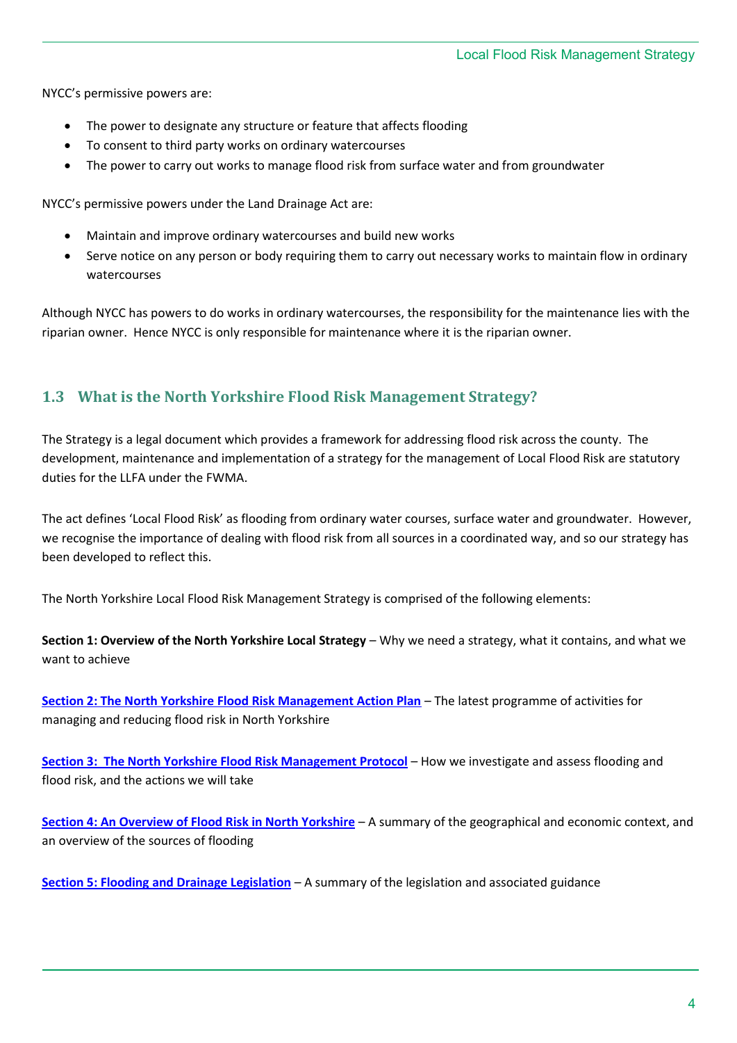NYCC's permissive powers are:

- The power to designate any structure or feature that affects flooding
- To consent to third party works on ordinary watercourses
- The power to carry out works to manage flood risk from surface water and from groundwater

NYCC's permissive powers under the Land Drainage Act are:

- Maintain and improve ordinary watercourses and build new works
- Serve notice on any person or body requiring them to carry out necessary works to maintain flow in ordinary watercourses

Although NYCC has powers to do works in ordinary watercourses, the responsibility for the maintenance lies with the riparian owner. Hence NYCC is only responsible for maintenance where it is the riparian owner.

## 1.3 What is the North Yorkshire Flood Risk Management Strategy?

The Strategy is a legal document which provides a framework for addressing flood risk across the county. The development, maintenance and implementation of a strategy for the management of Local Flood Risk are statutory duties for the LLFA under the FWMA.

The act defines 'Local Flood Risk' as flooding from ordinary water courses, surface water and groundwater. However, we recognise the importance of dealing with flood risk from all sources in a coordinated way, and so our strategy has been developed to reflect this.

The North Yorkshire Local Flood Risk Management Strategy is comprised of the following elements:

**Section 1: Overview of the North Yorkshire Local Strategy** – Why we need a strategy, what it contains, and what we want to achieve

**Section 2: The North Yorkshire Flood Risk Management Action Plan** – The latest programme of activities for managing and reducing flood risk in North Yorkshire

**Section 3: The North Yorkshire Flood Risk Management Protocol** – How we investigate and assess flooding and flood risk, and the actions we will take

**Section 4: An Overview of Flood Risk in North Yorkshire** – A summary of the geographical and economic context, and an overview of the sources of flooding

**Section 5: Flooding and Drainage Legislation** – A summary of the legislation and associated guidance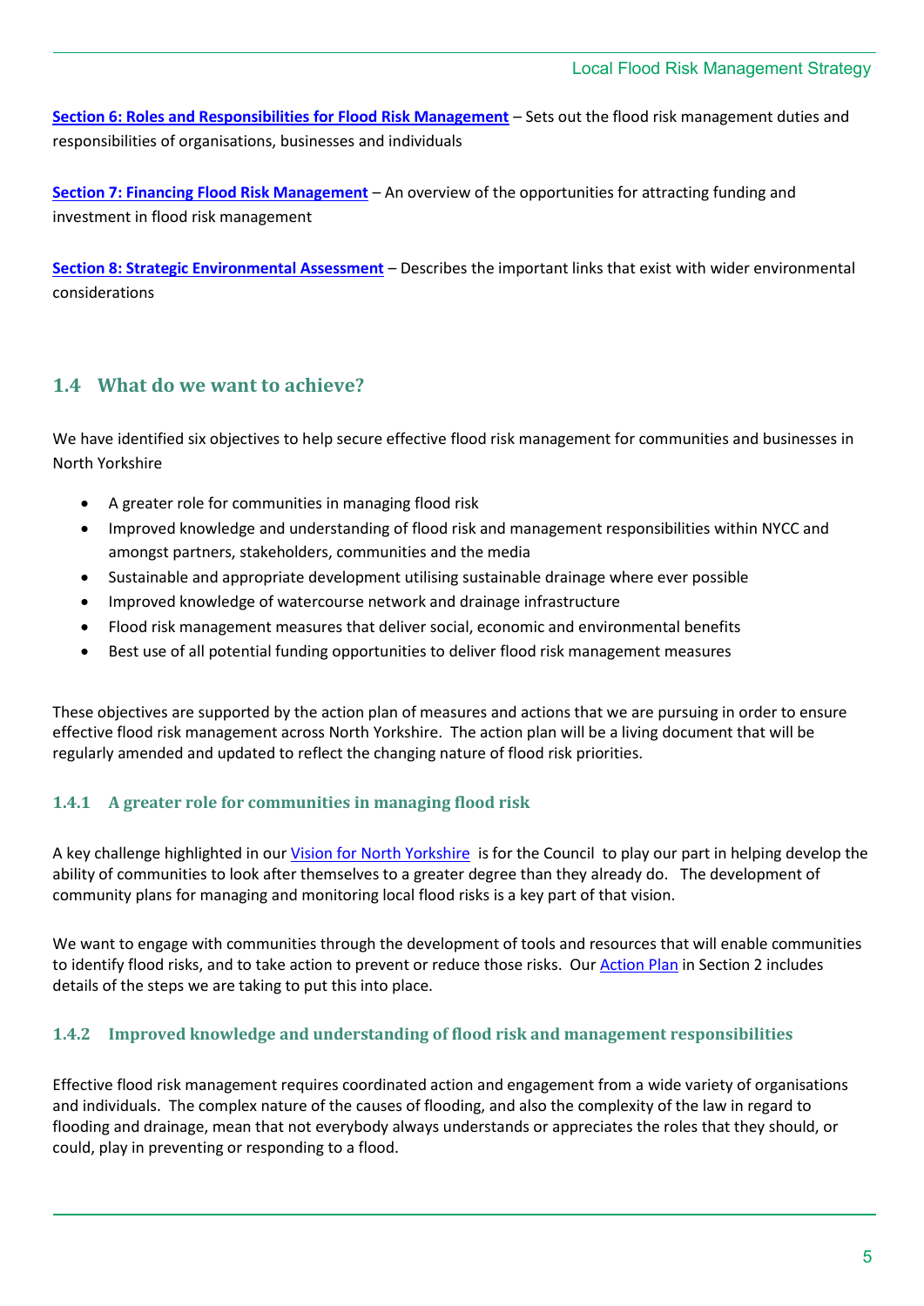**Section 6: Roles and Responsibilities for Flood Risk Management** – Sets out the flood risk management duties and responsibilities of organisations, businesses and individuals

**Section 7: Financing Flood Risk Management** – An overview of the opportunities for attracting funding and investment in flood risk management

**Section 8: Strategic Environmental Assessment** – Describes the important links that exist with wider environmental considerations

## 1.4 What do we want to achieve?

We have identified six objectives to help secure effective flood risk management for communities and businesses in North Yorkshire

- A greater role for communities in managing flood risk
- Improved knowledge and understanding of flood risk and management responsibilities within NYCC and amongst partners, stakeholders, communities and the media
- Sustainable and appropriate development utilising sustainable drainage where ever possible
- Improved knowledge of watercourse network and drainage infrastructure
- Flood risk management measures that deliver social, economic and environmental benefits
- Best use of all potential funding opportunities to deliver flood risk management measures

These objectives are supported by the action plan of measures and actions that we are pursuing in order to ensure effective flood risk management across North Yorkshire. The action plan will be a living document that will be regularly amended and updated to reflect the changing nature of flood risk priorities.

### 1.4.1 A greater role for communities in managing flood risk

A key challenge highlighted in our Vision for North Yorkshire is for the Council to play our part in helping develop the ability of communities to look after themselves to a greater degree than they already do. The development of community plans for managing and monitoring local flood risks is a key part of that vision.

We want to engage with communities through the development of tools and resources that will enable communities to identify flood risks, and to take action to prevent or reduce those risks. Our Action Plan in Section 2 includes details of the steps we are taking to put this into place.

### 1.4.2 Improved knowledge and understanding of flood risk and management responsibilities

Effective flood risk management requires coordinated action and engagement from a wide variety of organisations and individuals. The complex nature of the causes of flooding, and also the complexity of the law in regard to flooding and drainage, mean that not everybody always understands or appreciates the roles that they should, or could, play in preventing or responding to a flood.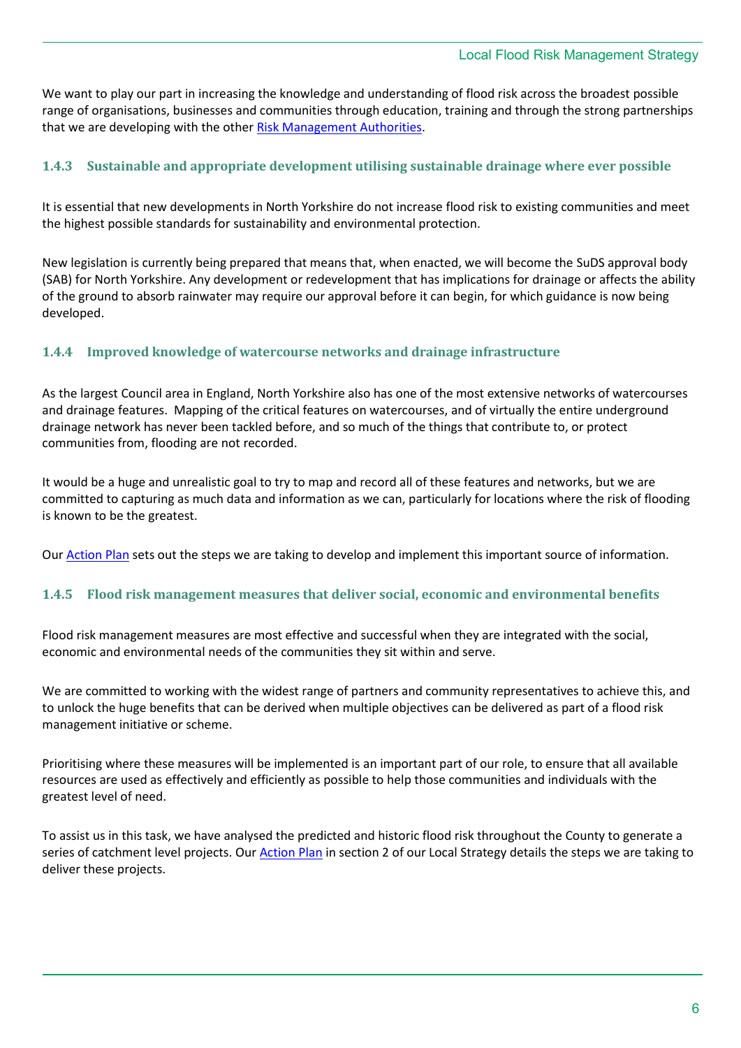We want to play our part in increasing the knowledge and understanding of flood risk across the broadest possible range of organisations, businesses and communities through education, training and through the strong partnerships that we are developing with the other [Risk Management Authorities](#).

### 1.4.3 Sustainable and appropriate development utilising sustainable drainage where ever possible

It is essential that new developments in North Yorkshire do not increase flood risk to existing communities and meet the highest possible standards for sustainability and environmental protection.

New legislation is currently being prepared that means that, when enacted, we will become the SuDS approval body (SAB) for North Yorkshire. Any development or redevelopment that has implications for drainage or affects the ability of the ground to absorb rainwater may require our approval before it can begin, for which guidance is now being developed.

### 1.4.4 Improved knowledge of watercourse networks and drainage infrastructure

As the largest Council area in England, North Yorkshire also has one of the most extensive networks of watercourses and drainage features. Mapping of the critical features on watercourses, and of virtually the entire underground drainage network has never been tackled before, and so much of the things that contribute to, or protect communities from, flooding are not recorded.

It would be a huge and unrealistic goal to try to map and record all of these features and networks, but we are committed to capturing as much data and information as we can, particularly for locations where the risk of flooding is known to be the greatest.

Our [Action Plan](#) sets out the steps we are taking to develop and implement this important source of information.

### 1.4.5 Flood risk management measures that deliver social, economic and environmental benefits

Flood risk management measures are most effective and successful when they are integrated with the social, economic and environmental needs of the communities they sit within and serve.

We are committed to working with the widest range of partners and community representatives to achieve this, and to unlock the huge benefits that can be derived when multiple objectives can be delivered as part of a flood risk management initiative or scheme.

Prioritising where these measures will be implemented is an important part of our role, to ensure that all available resources are used as effectively and efficiently as possible to help those communities and individuals with the greatest level of need.

To assist us in this task, we have analysed the predicted and historic flood risk throughout the County to generate a series of catchment level projects. Our [Action Plan](#) in section 2 of our Local Strategy details the steps we are taking to deliver these projects.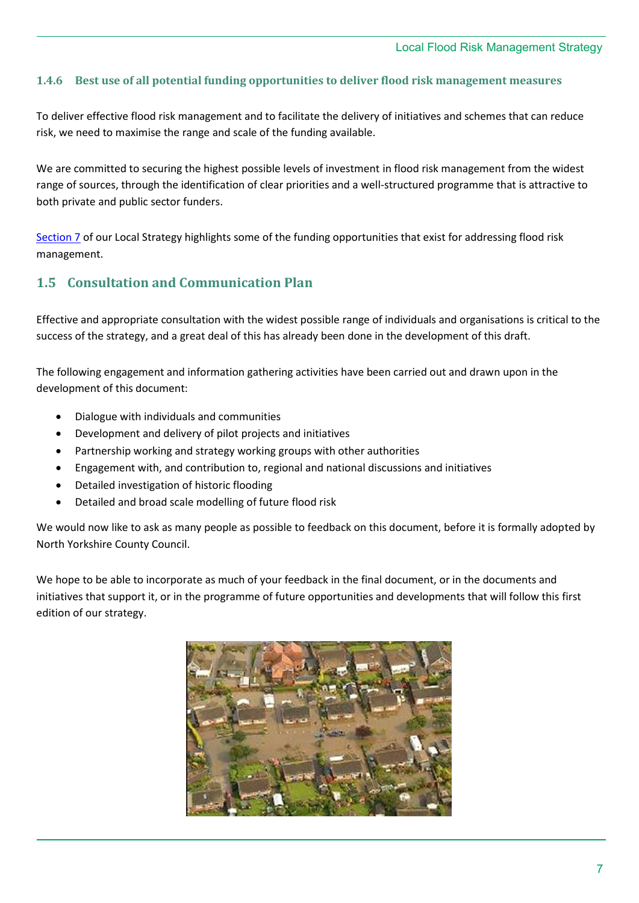### 1.4.6 Best use of all potential funding opportunities to deliver flood risk management measures

To deliver effective flood risk management and to facilitate the delivery of initiatives and schemes that can reduce risk, we need to maximise the range and scale of the funding available.

We are committed to securing the highest possible levels of investment in flood risk management from the widest range of sources, through the identification of clear priorities and a well-structured programme that is attractive to both private and public sector funders.

Section 7 of our Local Strategy highlights some of the funding opportunities that exist for addressing flood risk management.

## 1.5 Consultation and Communication Plan

Effective and appropriate consultation with the widest possible range of individuals and organisations is critical to the success of the strategy, and a great deal of this has already been done in the development of this draft.

The following engagement and information gathering activities have been carried out and drawn upon in the development of this document:

- Dialogue with individuals and communities
- Development and delivery of pilot projects and initiatives
- Partnership working and strategy working groups with other authorities
- Engagement with, and contribution to, regional and national discussions and initiatives
- Detailed investigation of historic flooding
- Detailed and broad scale modelling of future flood risk

We would now like to ask as many people as possible to feedback on this document, before it is formally adopted by North Yorkshire County Council.

We hope to be able to incorporate as much of your feedback in the final document, or in the documents and initiatives that support it, or in the programme of future opportunities and developments that will follow this first edition of our strategy.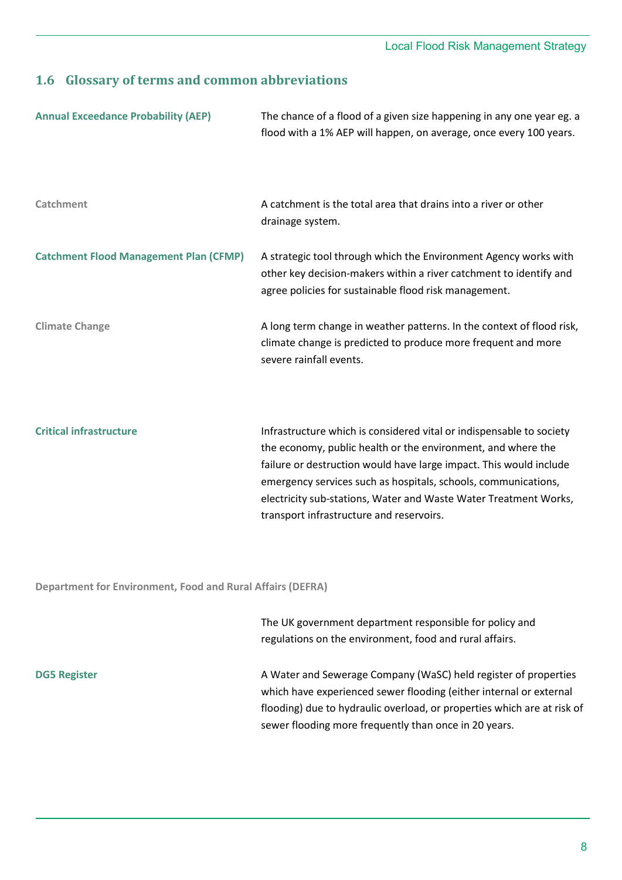## 1.6 Glossary of terms and common abbreviations

| Term | Definition |
|---|---|
| **Annual Exceedance Probability (AEP)** | The chance of a flood of a given size happening in any one year eg. a flood with a 1% AEP will happen, on average, once every 100 years. |
| **Catchment** | A catchment is the total area that drains into a river or other drainage system. |
| **Catchment Flood Management Plan (CFMP)** | A strategic tool through which the Environment Agency works with other key decision-makers within a river catchment to identify and agree policies for sustainable flood risk management. |
| **Climate Change** | A long term change in weather patterns. In the context of flood risk, climate change is predicted to produce more frequent and more severe rainfall events. |
| **Critical infrastructure** | Infrastructure which is considered vital or indispensable to society the economy, public health or the environment, and where the failure or destruction would have large impact. This would include emergency services such as hospitals, schools, communications, electricity sub-stations, Water and Waste Water Treatment Works, transport infrastructure and reservoirs. |
| **Department for Environment, Food and Rural Affairs (DEFRA)** | The UK government department responsible for policy and regulations on the environment, food and rural affairs. |
| **DG5 Register** | A Water and Sewerage Company (WaSC) held register of properties which have experienced sewer flooding (either internal or external flooding) due to hydraulic overload, or properties which are at risk of sewer flooding more frequently than once in 20 years. |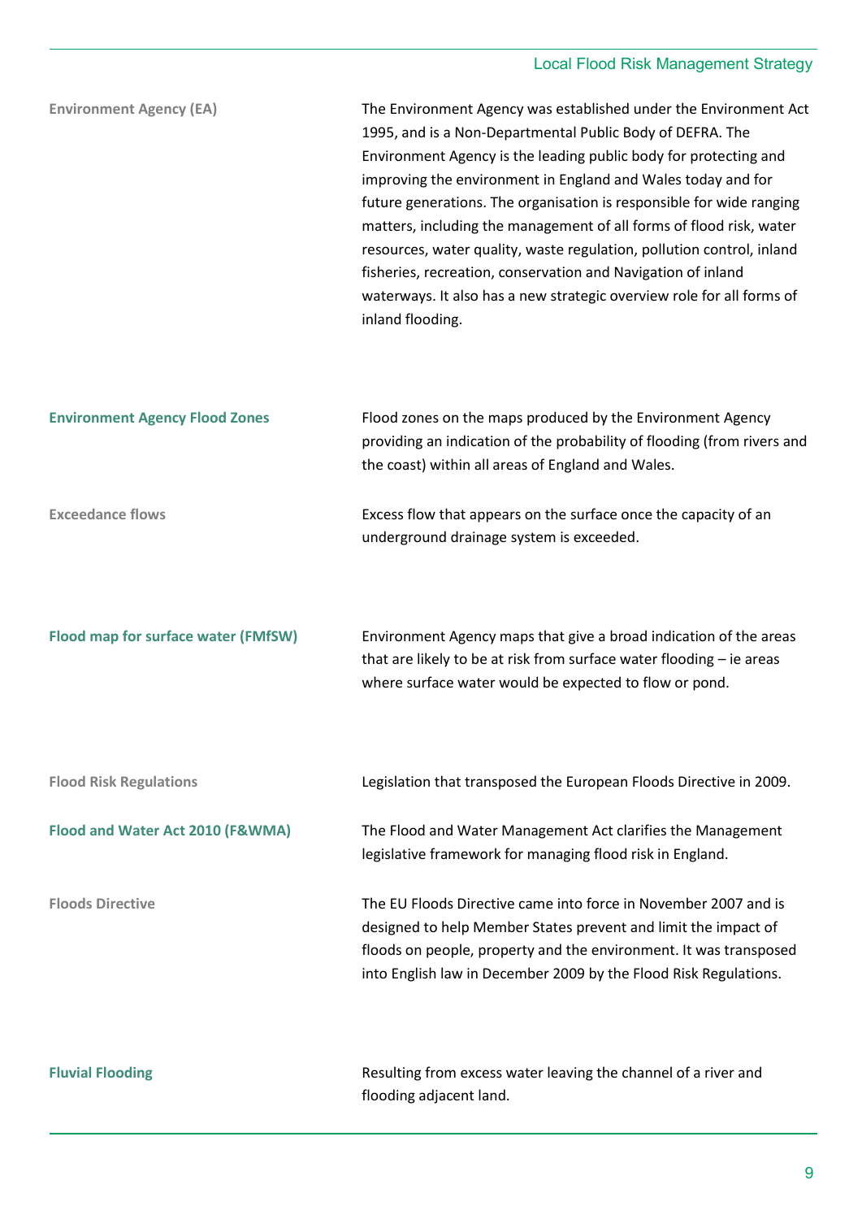| | |
|---|---|
| **Environment Agency (EA)** | The Environment Agency was established under the Environment Act 1995, and is a Non-Departmental Public Body of DEFRA. The Environment Agency is the leading public body for protecting and improving the environment in England and Wales today and for future generations. The organisation is responsible for wide ranging matters, including the management of all forms of flood risk, water resources, water quality, waste regulation, pollution control, inland fisheries, recreation, conservation and Navigation of inland waterways. It also has a new strategic overview role for all forms of inland flooding. |
| **Environment Agency Flood Zones** | Flood zones on the maps produced by the Environment Agency providing an indication of the probability of flooding (from rivers and the coast) within all areas of England and Wales. |
| **Exceedance flows** | Excess flow that appears on the surface once the capacity of an underground drainage system is exceeded. |
| **Flood map for surface water (FMfSW)** | Environment Agency maps that give a broad indication of the areas that are likely to be at risk from surface water flooding – ie areas where surface water would be expected to flow or pond. |
| **Flood Risk Regulations** | Legislation that transposed the European Floods Directive in 2009. |
| **Flood and Water Act 2010 (F&WMA)** | The Flood and Water Management Act clarifies the Management legislative framework for managing flood risk in England. |
| **Floods Directive** | The EU Floods Directive came into force in November 2007 and is designed to help Member States prevent and limit the impact of floods on people, property and the environment. It was transposed into English law in December 2009 by the Flood Risk Regulations. |
| **Fluvial Flooding** | Resulting from excess water leaving the channel of a river and flooding adjacent land. |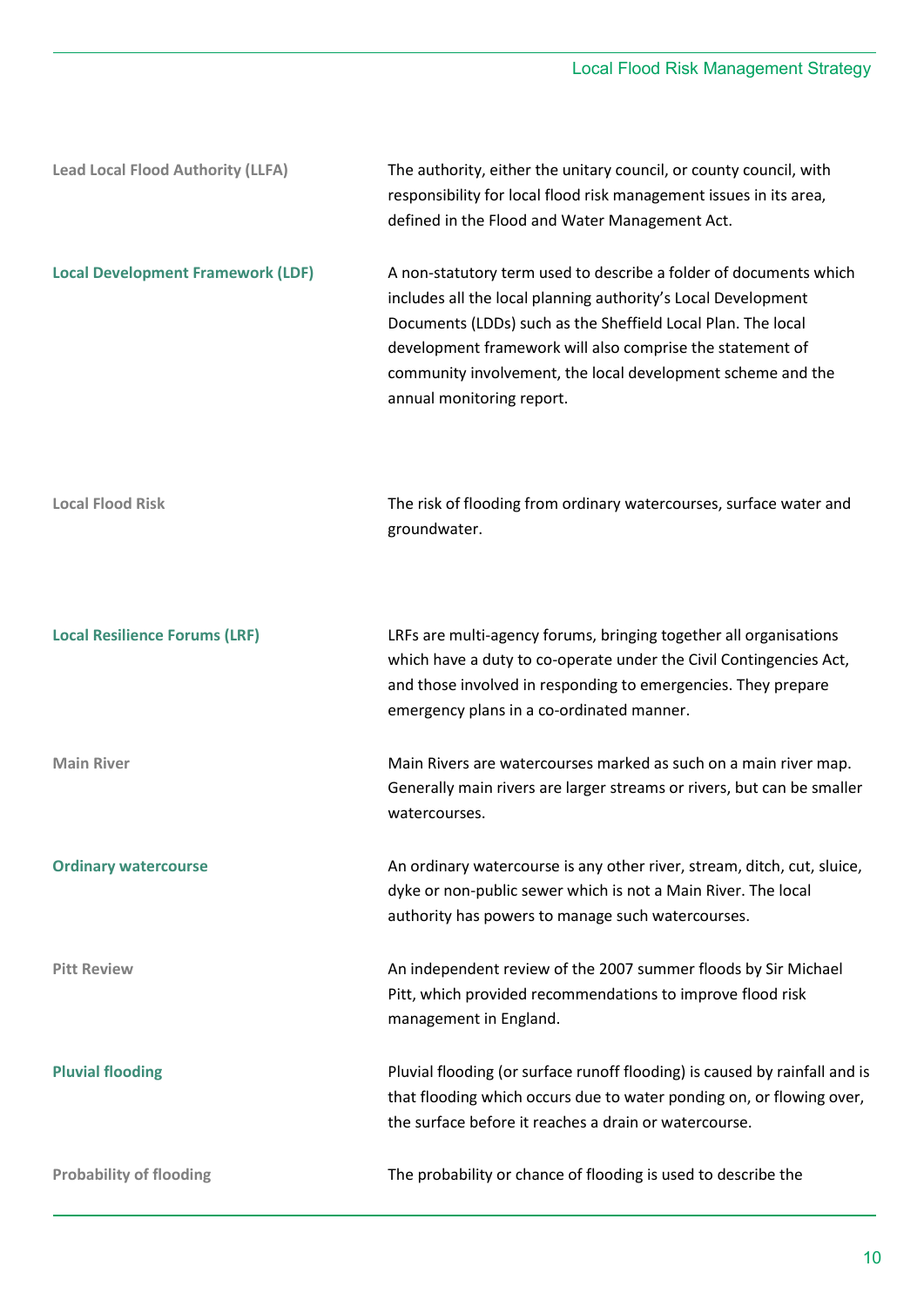| | |
|---|---|
| **Lead Local Flood Authority (LLFA)** | The authority, either the unitary council, or county council, with responsibility for local flood risk management issues in its area, defined in the Flood and Water Management Act. |
| **Local Development Framework (LDF)** | A non-statutory term used to describe a folder of documents which includes all the local planning authority's Local Development Documents (LDDs) such as the Sheffield Local Plan. The local development framework will also comprise the statement of community involvement, the local development scheme and the annual monitoring report. |
| **Local Flood Risk** | The risk of flooding from ordinary watercourses, surface water and groundwater. |
| **Local Resilience Forums (LRF)** | LRFs are multi-agency forums, bringing together all organisations which have a duty to co-operate under the Civil Contingencies Act, and those involved in responding to emergencies. They prepare emergency plans in a co-ordinated manner. |
| **Main River** | Main Rivers are watercourses marked as such on a main river map. Generally main rivers are larger streams or rivers, but can be smaller watercourses. |
| **Ordinary watercourse** | An ordinary watercourse is any other river, stream, ditch, cut, sluice, dyke or non-public sewer which is not a Main River. The local authority has powers to manage such watercourses. |
| **Pitt Review** | An independent review of the 2007 summer floods by Sir Michael Pitt, which provided recommendations to improve flood risk management in England. |
| **Pluvial flooding** | Pluvial flooding (or surface runoff flooding) is caused by rainfall and is that flooding which occurs due to water ponding on, or flowing over, the surface before it reaches a drain or watercourse. |
| **Probability of flooding** | The probability or chance of flooding is used to describe the |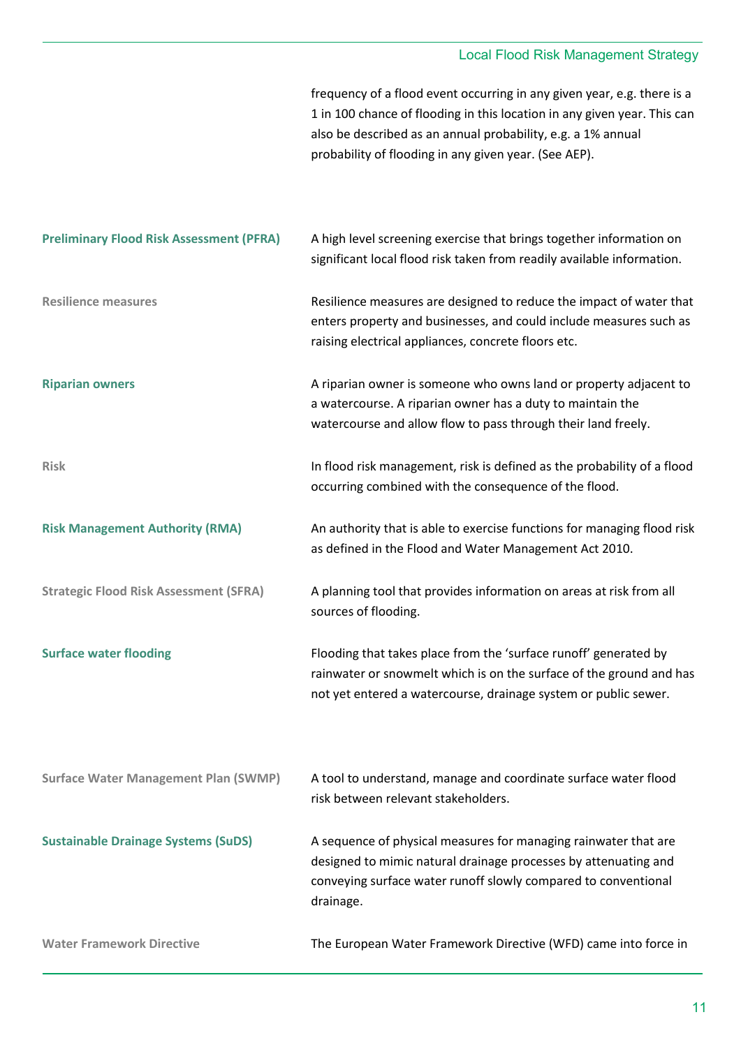| | |
|---|---|
| | frequency of a flood event occurring in any given year, e.g. there is a 1 in 100 chance of flooding in this location in any given year. This can also be described as an annual probability, e.g. a 1% annual probability of flooding in any given year. (See AEP). |
| **Preliminary Flood Risk Assessment (PFRA)** | A high level screening exercise that brings together information on significant local flood risk taken from readily available information. |
| **Resilience measures** | Resilience measures are designed to reduce the impact of water that enters property and businesses, and could include measures such as raising electrical appliances, concrete floors etc. |
| **Riparian owners** | A riparian owner is someone who owns land or property adjacent to a watercourse. A riparian owner has a duty to maintain the watercourse and allow flow to pass through their land freely. |
| **Risk** | In flood risk management, risk is defined as the probability of a flood occurring combined with the consequence of the flood. |
| **Risk Management Authority (RMA)** | An authority that is able to exercise functions for managing flood risk as defined in the Flood and Water Management Act 2010. |
| **Strategic Flood Risk Assessment (SFRA)** | A planning tool that provides information on areas at risk from all sources of flooding. |
| **Surface water flooding** | Flooding that takes place from the 'surface runoff' generated by rainwater or snowmelt which is on the surface of the ground and has not yet entered a watercourse, drainage system or public sewer. |
| **Surface Water Management Plan (SWMP)** | A tool to understand, manage and coordinate surface water flood risk between relevant stakeholders. |
| **Sustainable Drainage Systems (SuDS)** | A sequence of physical measures for managing rainwater that are designed to mimic natural drainage processes by attenuating and conveying surface water runoff slowly compared to conventional drainage. |
| **Water Framework Directive** | The European Water Framework Directive (WFD) came into force in |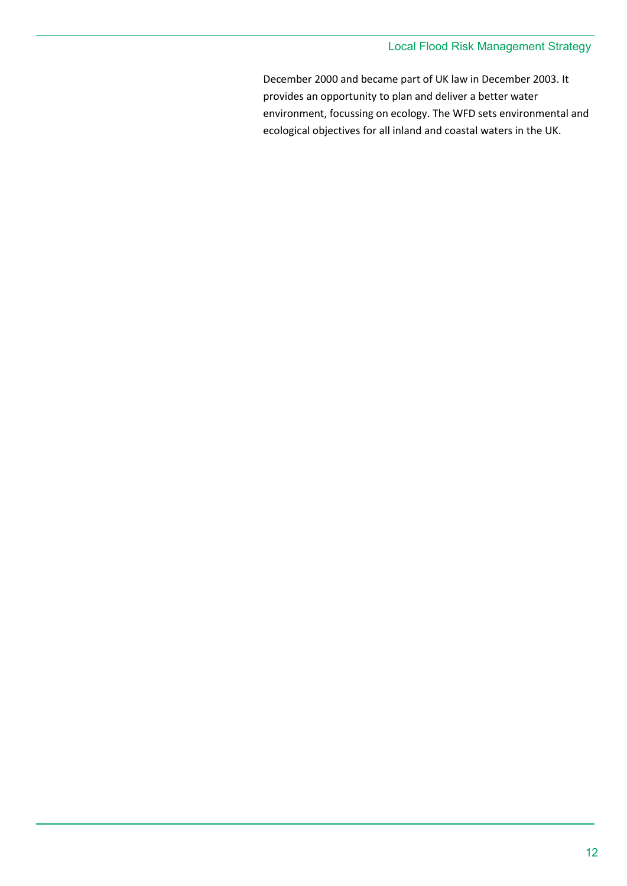December 2000 and became part of UK law in December 2003. It provides an opportunity to plan and deliver a better water environment, focussing on ecology. The WFD sets environmental and ecological objectives for all inland and coastal waters in the UK.